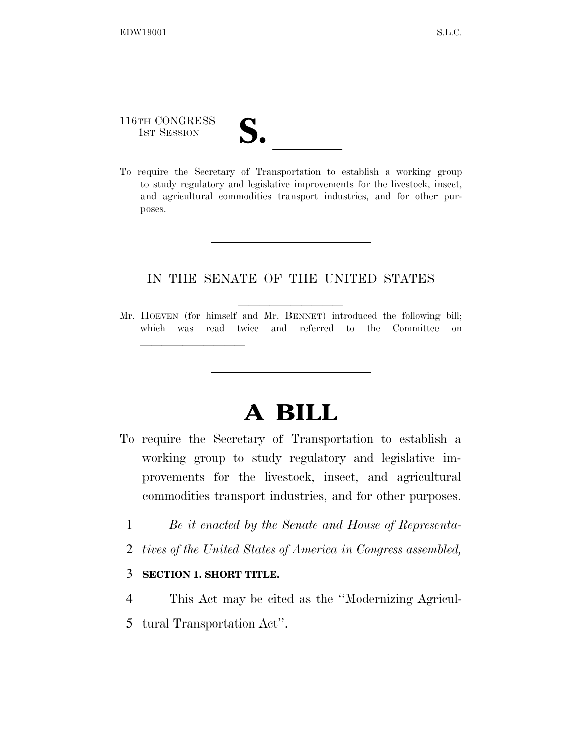116TH CONGRESS
1ST SESSION

# S. \_\_\_\_\_\_

To require the Secretary of Transportation to establish a working group to study regulatory and legislative improvements for the livestock, insect, and agricultural commodities transport industries, and for other purposes.

---

IN THE SENATE OF THE UNITED STATES

Mr. HOEVEN (for himself and Mr. BENNET) introduced the following bill; which was read twice and referred to the Committee on \_\_\_\_\_\_\_\_\_\_\_\_\_\_\_\_

---

# A BILL

To require the Secretary of Transportation to establish a working group to study regulatory and legislative improvements for the livestock, insect, and agricultural commodities transport industries, and for other purposes.

1 *Be it enacted by the Senate and House of Representa-*
2 *tives of the United States of America in Congress assembled,*

3 **SECTION 1. SHORT TITLE.**

4 This Act may be cited as the "Modernizing Agricul-
5 tural Transportation Act".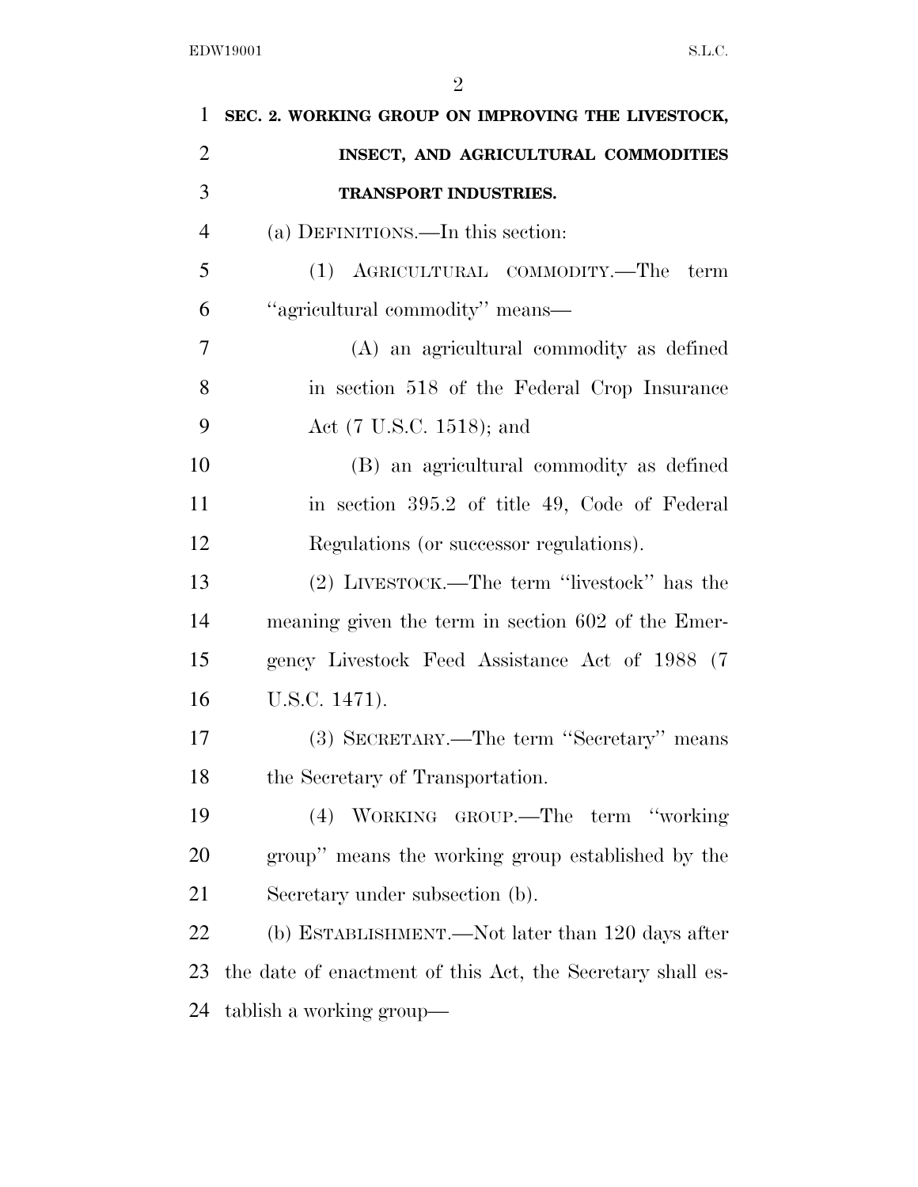**SEC. 2. WORKING GROUP ON IMPROVING THE LIVESTOCK, INSECT, AND AGRICULTURAL COMMODITIES TRANSPORT INDUSTRIES.**

(a) DEFINITIONS.—In this section:

(1) AGRICULTURAL COMMODITY.—The term ''agricultural commodity'' means—

(A) an agricultural commodity as defined in section 518 of the Federal Crop Insurance Act (7 U.S.C. 1518); and

(B) an agricultural commodity as defined in section 395.2 of title 49, Code of Federal Regulations (or successor regulations).

(2) LIVESTOCK.—The term ''livestock'' has the meaning given the term in section 602 of the Emergency Livestock Feed Assistance Act of 1988 (7 U.S.C. 1471).

(3) SECRETARY.—The term ''Secretary'' means the Secretary of Transportation.

(4) WORKING GROUP.—The term ''working group'' means the working group established by the Secretary under subsection (b).

(b) ESTABLISHMENT.—Not later than 120 days after the date of enactment of this Act, the Secretary shall establish a working group—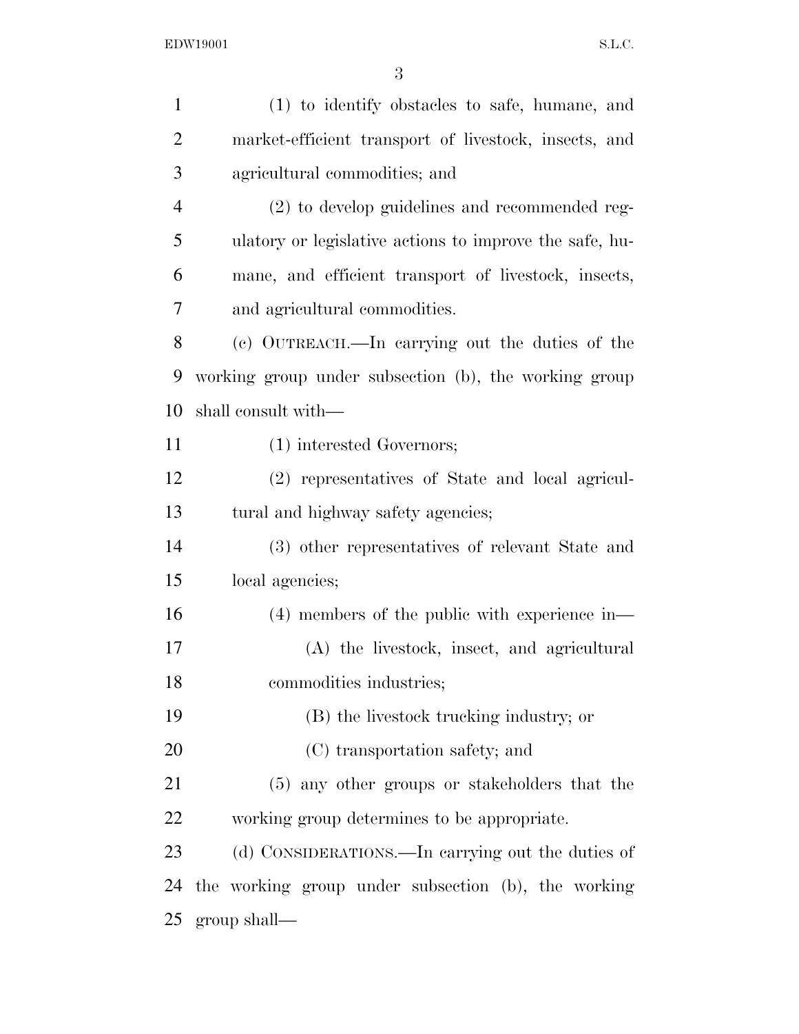(1) to identify obstacles to safe, humane, and market-efficient transport of livestock, insects, and agricultural commodities; and

(2) to develop guidelines and recommended regulatory or legislative actions to improve the safe, humane, and efficient transport of livestock, insects, and agricultural commodities.

(c) OUTREACH.—In carrying out the duties of the working group under subsection (b), the working group shall consult with—

(1) interested Governors;

(2) representatives of State and local agricultural and highway safety agencies;

(3) other representatives of relevant State and local agencies;

(4) members of the public with experience in—

(A) the livestock, insect, and agricultural commodities industries;

(B) the livestock trucking industry; or

(C) transportation safety; and

(5) any other groups or stakeholders that the working group determines to be appropriate.

(d) CONSIDERATIONS.—In carrying out the duties of the working group under subsection (b), the working group shall—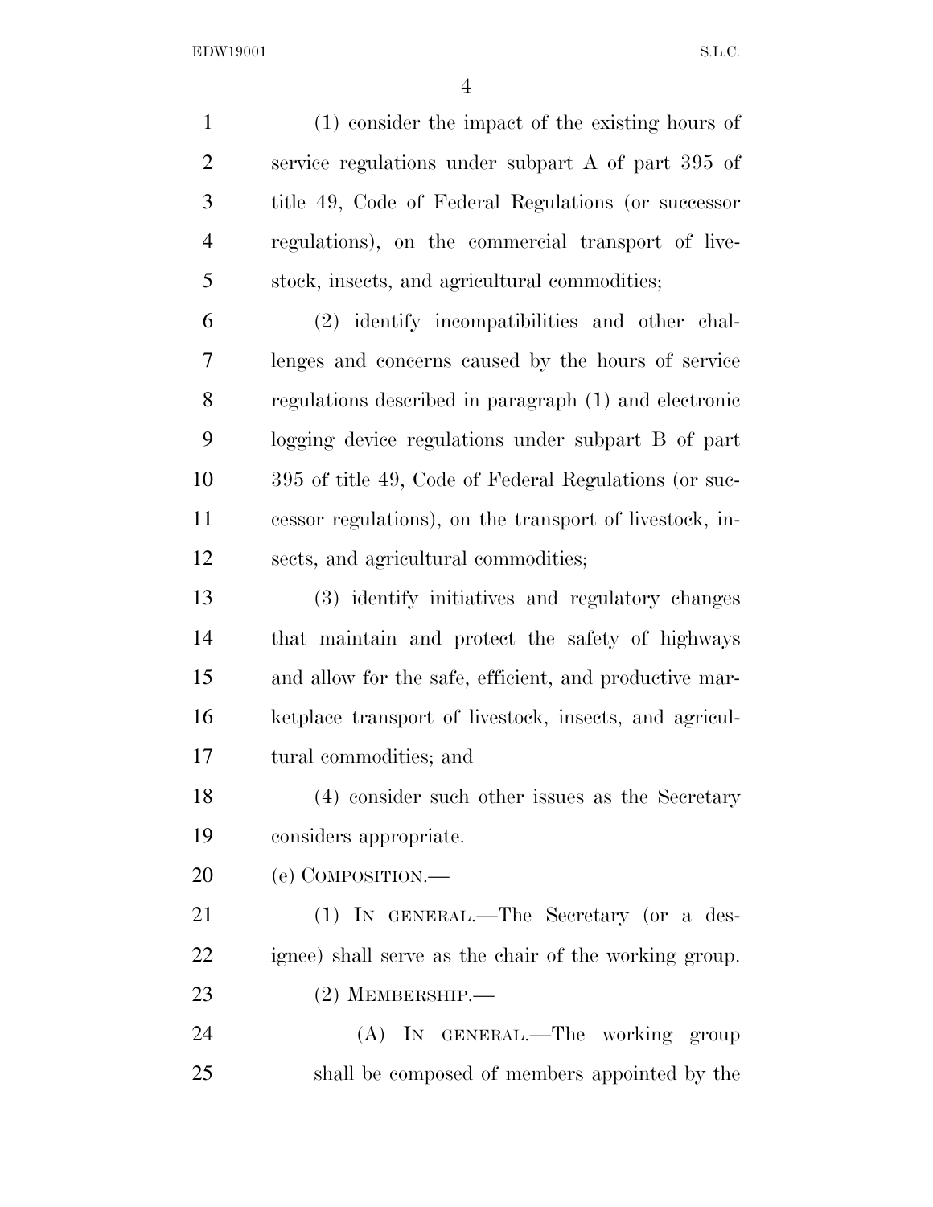(1) consider the impact of the existing hours of service regulations under subpart A of part 395 of title 49, Code of Federal Regulations (or successor regulations), on the commercial transport of livestock, insects, and agricultural commodities;

(2) identify incompatibilities and other challenges and concerns caused by the hours of service regulations described in paragraph (1) and electronic logging device regulations under subpart B of part 395 of title 49, Code of Federal Regulations (or successor regulations), on the transport of livestock, insects, and agricultural commodities;

(3) identify initiatives and regulatory changes that maintain and protect the safety of highways and allow for the safe, efficient, and productive marketplace transport of livestock, insects, and agricultural commodities; and

(4) consider such other issues as the Secretary considers appropriate.

(e) COMPOSITION.—

(1) IN GENERAL.—The Secretary (or a designee) shall serve as the chair of the working group.

(2) MEMBERSHIP.—

(A) IN GENERAL.—The working group shall be composed of members appointed by the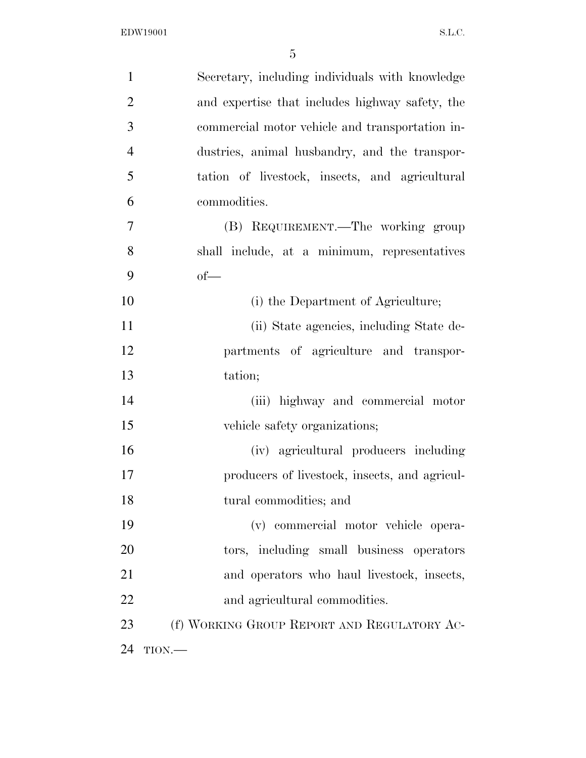Secretary, including individuals with knowledge and expertise that includes highway safety, the commercial motor vehicle and transportation industries, animal husbandry, and the transportation of livestock, insects, and agricultural commodities.

(B) REQUIREMENT.—The working group shall include, at a minimum, representatives of—

(i) the Department of Agriculture;

(ii) State agencies, including State departments of agriculture and transportation;

(iii) highway and commercial motor vehicle safety organizations;

(iv) agricultural producers including producers of livestock, insects, and agricultural commodities; and

(v) commercial motor vehicle operators, including small business operators and operators who haul livestock, insects, and agricultural commodities.

(f) WORKING GROUP REPORT AND REGULATORY ACTION.—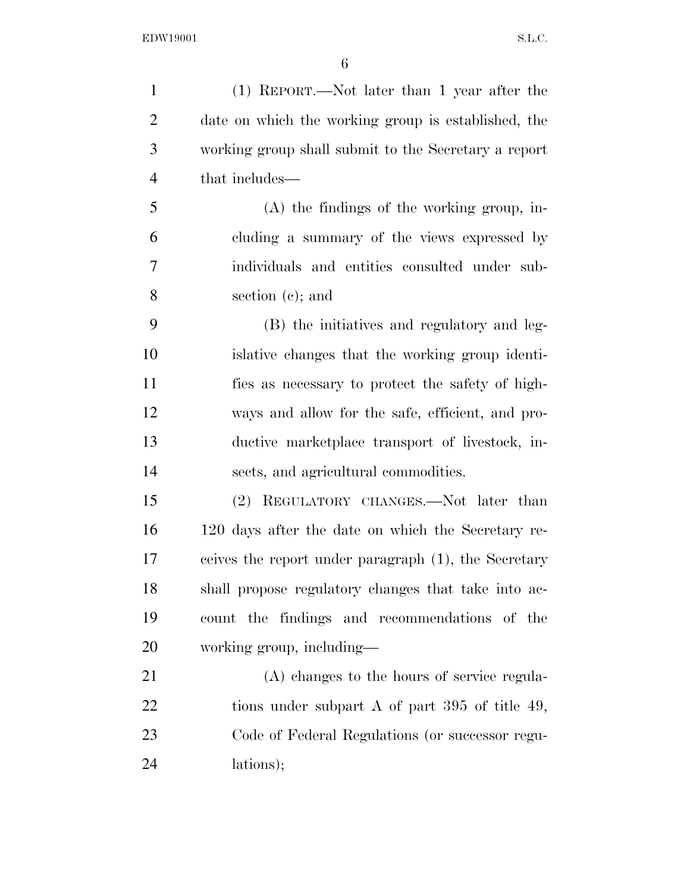(1) REPORT.—Not later than 1 year after the date on which the working group is established, the working group shall submit to the Secretary a report that includes—

(A) the findings of the working group, including a summary of the views expressed by individuals and entities consulted under subsection (c); and

(B) the initiatives and regulatory and legislative changes that the working group identifies as necessary to protect the safety of highways and allow for the safe, efficient, and productive marketplace transport of livestock, insects, and agricultural commodities.

(2) REGULATORY CHANGES.—Not later than 120 days after the date on which the Secretary receives the report under paragraph (1), the Secretary shall propose regulatory changes that take into account the findings and recommendations of the working group, including—

(A) changes to the hours of service regulations under subpart A of part 395 of title 49, Code of Federal Regulations (or successor regulations);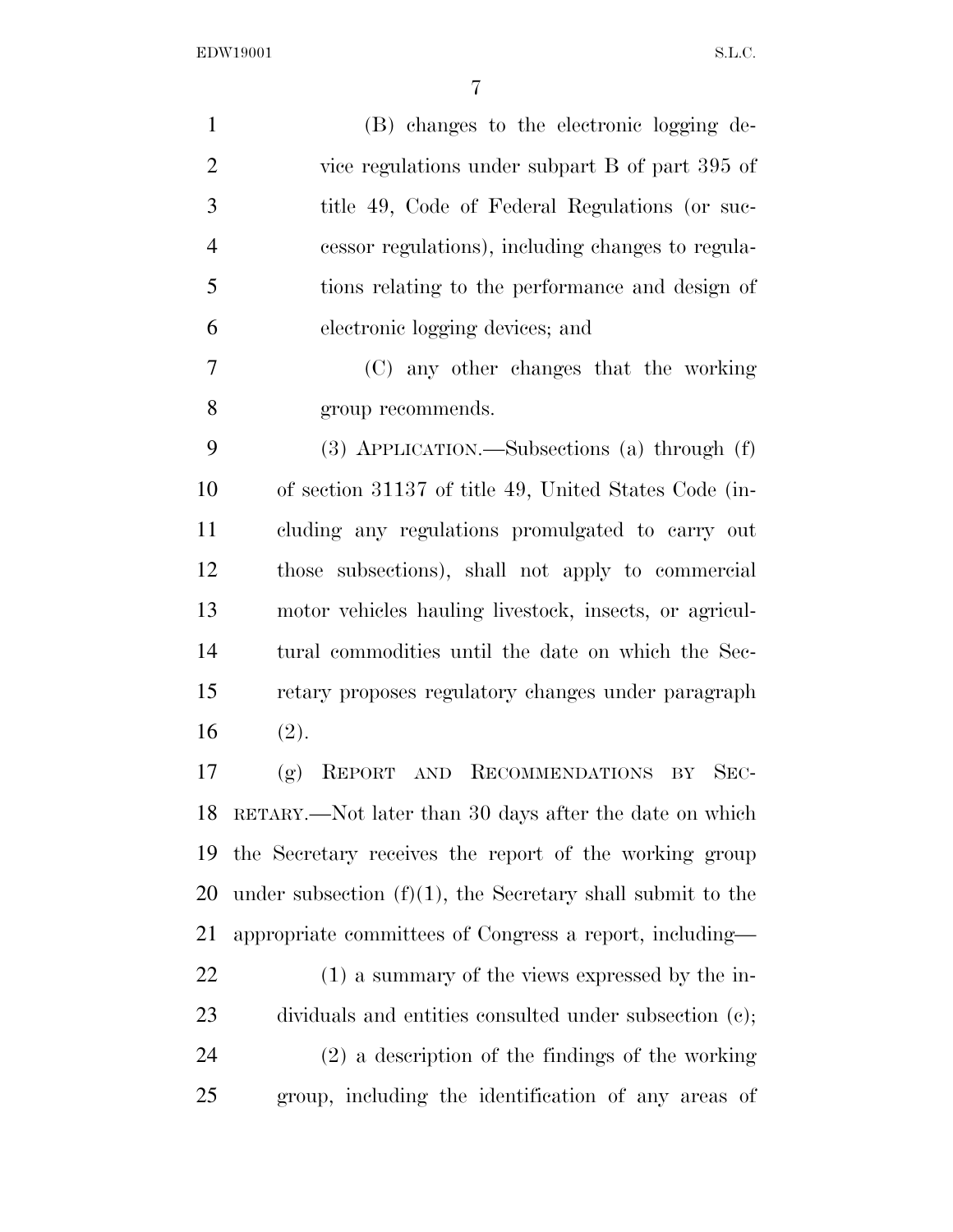(B) changes to the electronic logging device regulations under subpart B of part 395 of title 49, Code of Federal Regulations (or successor regulations), including changes to regulations relating to the performance and design of electronic logging devices; and

(C) any other changes that the working group recommends.

(3) APPLICATION.—Subsections (a) through (f) of section 31137 of title 49, United States Code (including any regulations promulgated to carry out those subsections), shall not apply to commercial motor vehicles hauling livestock, insects, or agricultural commodities until the date on which the Secretary proposes regulatory changes under paragraph (2).

(g) REPORT AND RECOMMENDATIONS BY SECRETARY.—Not later than 30 days after the date on which the Secretary receives the report of the working group under subsection (f)(1), the Secretary shall submit to the appropriate committees of Congress a report, including—

(1) a summary of the views expressed by the individuals and entities consulted under subsection (c);

(2) a description of the findings of the working group, including the identification of any areas of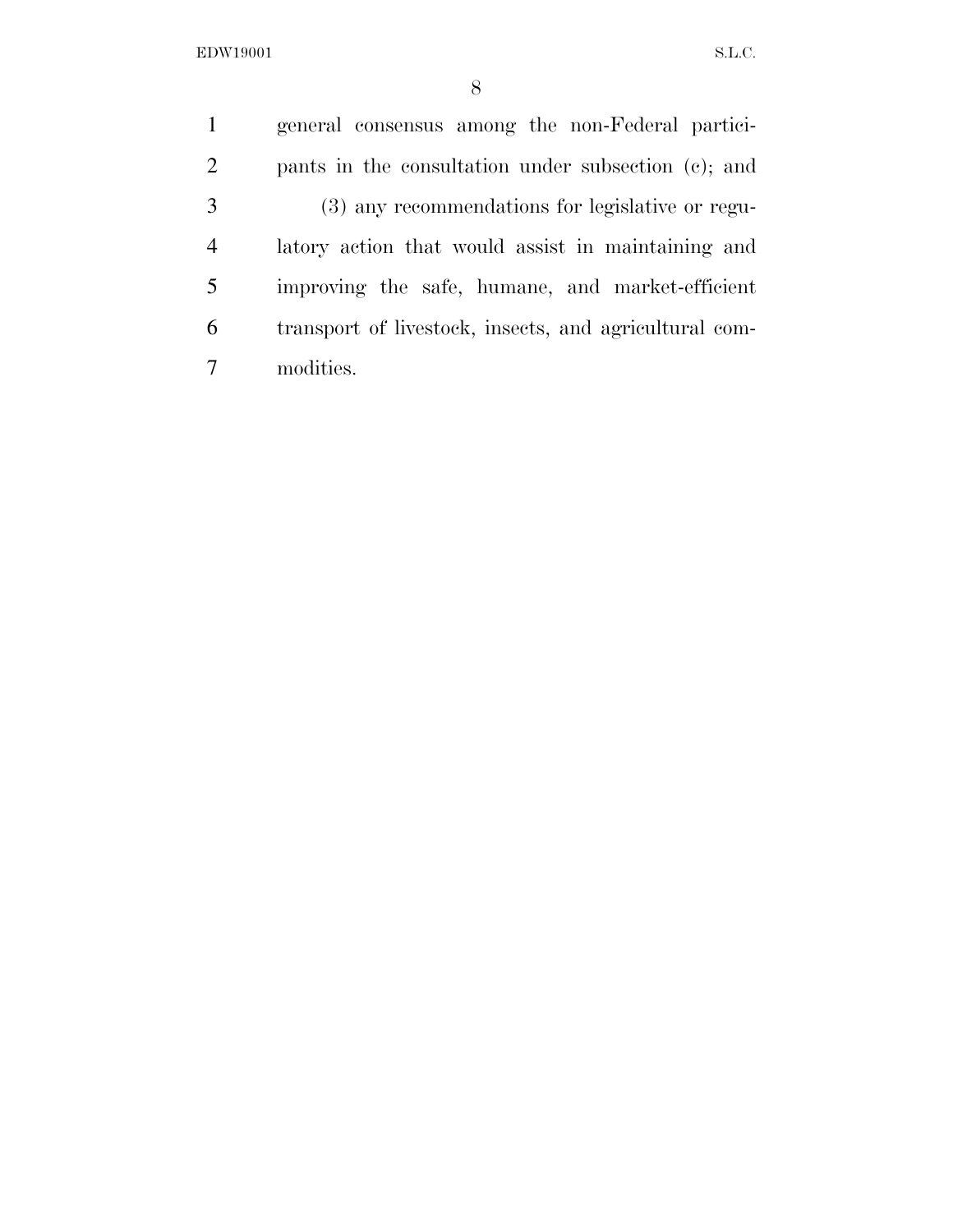general consensus among the non-Federal participants in the consultation under subsection (c); and

(3) any recommendations for legislative or regulatory action that would assist in maintaining and improving the safe, humane, and market-efficient transport of livestock, insects, and agricultural commodities.